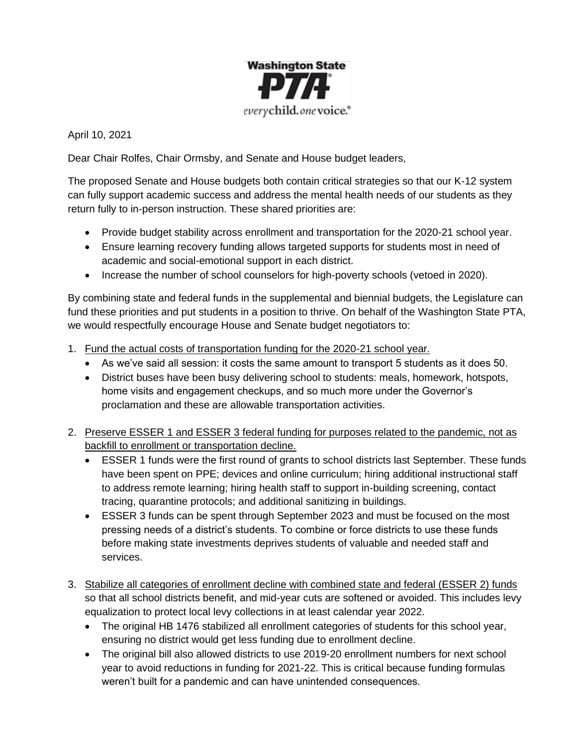Washington State PTA

*every* child. *one* voice.®

April 10, 2021

Dear Chair Rolfes, Chair Ormsby, and Senate and House budget leaders,

The proposed Senate and House budgets both contain critical strategies so that our K-12 system can fully support academic success and address the mental health needs of our students as they return fully to in-person instruction. These shared priorities are:

- Provide budget stability across enrollment and transportation for the 2020-21 school year.
- Ensure learning recovery funding allows targeted supports for students most in need of academic and social-emotional support in each district.
- Increase the number of school counselors for high-poverty schools (vetoed in 2020).

By combining state and federal funds in the supplemental and biennial budgets, the Legislature can fund these priorities and put students in a position to thrive. On behalf of the Washington State PTA, we would respectfully encourage House and Senate budget negotiators to:

1. <u>Fund the actual costs of transportation funding for the 2020-21 school year.</u>
   - As we've said all session: it costs the same amount to transport 5 students as it does 50.
   - District buses have been busy delivering school to students: meals, homework, hotspots, home visits and engagement checkups, and so much more under the Governor's proclamation and these are allowable transportation activities.

2. <u>Preserve ESSER 1 and ESSER 3 federal funding for purposes related to the pandemic, not as backfill to enrollment or transportation decline.</u>
   - ESSER 1 funds were the first round of grants to school districts last September. These funds have been spent on PPE; devices and online curriculum; hiring additional instructional staff to address remote learning; hiring health staff to support in-building screening, contact tracing, quarantine protocols; and additional sanitizing in buildings.
   - ESSER 3 funds can be spent through September 2023 and must be focused on the most pressing needs of a district's students. To combine or force districts to use these funds before making state investments deprives students of valuable and needed staff and services.

3. <u>Stabilize all categories of enrollment decline with combined state and federal (ESSER 2) funds</u> so that all school districts benefit, and mid-year cuts are softened or avoided. This includes levy equalization to protect local levy collections in at least calendar year 2022.
   - The original HB 1476 stabilized all enrollment categories of students for this school year, ensuring no district would get less funding due to enrollment decline.
   - The original bill also allowed districts to use 2019-20 enrollment numbers for next school year to avoid reductions in funding for 2021-22. This is critical because funding formulas weren't built for a pandemic and can have unintended consequences.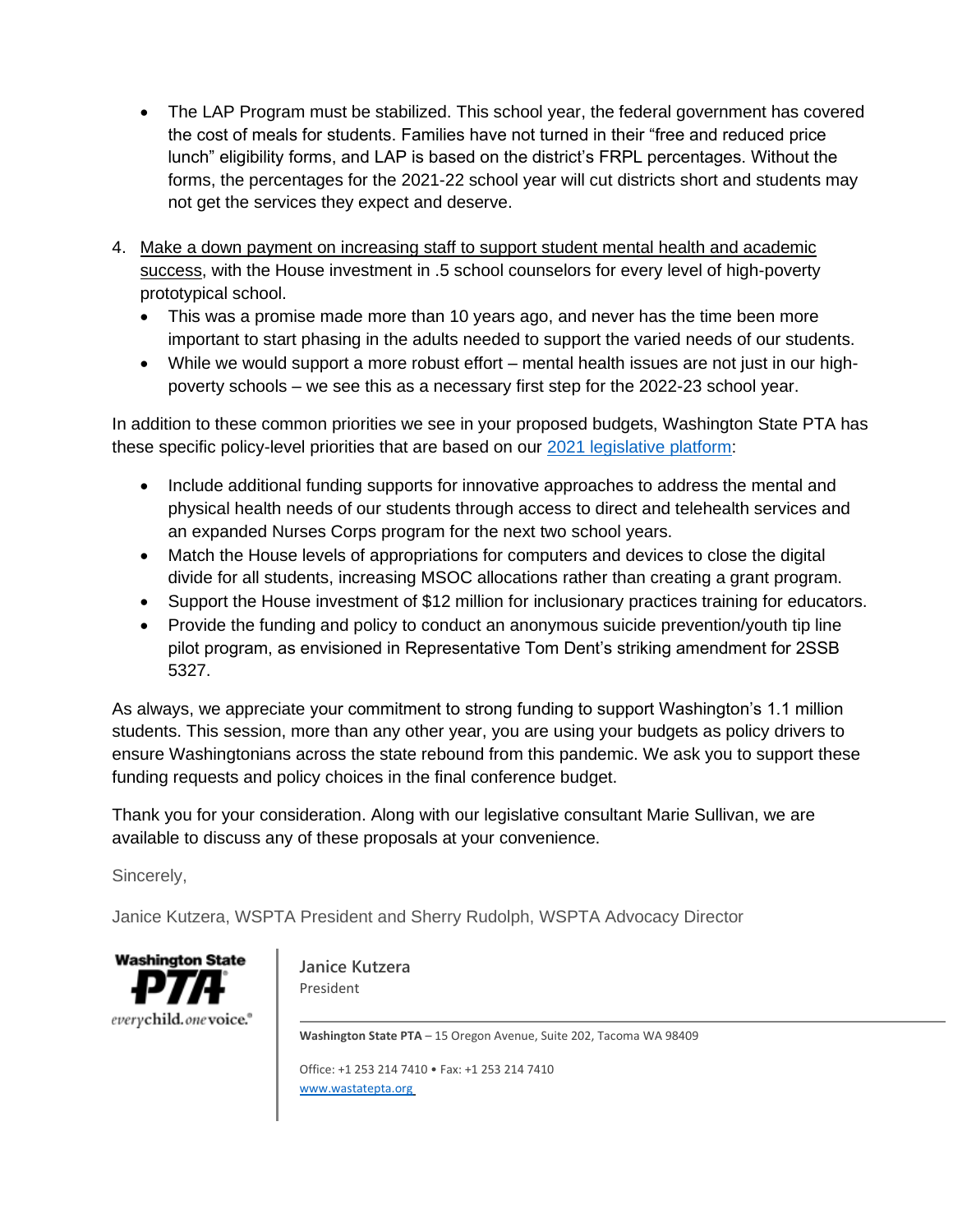- The LAP Program must be stabilized. This school year, the federal government has covered the cost of meals for students. Families have not turned in their "free and reduced price lunch" eligibility forms, and LAP is based on the district's FRPL percentages. Without the forms, the percentages for the 2021-22 school year will cut districts short and students may not get the services they expect and deserve.

4. Make a down payment on increasing staff to support student mental health and academic success, with the House investment in .5 school counselors for every level of high-poverty prototypical school.
   - This was a promise made more than 10 years ago, and never has the time been more important to start phasing in the adults needed to support the varied needs of our students.
   - While we would support a more robust effort – mental health issues are not just in our high-poverty schools – we see this as a necessary first step for the 2022-23 school year.

In addition to these common priorities we see in your proposed budgets, Washington State PTA has these specific policy-level priorities that are based on our [2021 legislative platform](#):

- Include additional funding supports for innovative approaches to address the mental and physical health needs of our students through access to direct and telehealth services and an expanded Nurses Corps program for the next two school years.
- Match the House levels of appropriations for computers and devices to close the digital divide for all students, increasing MSOC allocations rather than creating a grant program.
- Support the House investment of $12 million for inclusionary practices training for educators.
- Provide the funding and policy to conduct an anonymous suicide prevention/youth tip line pilot program, as envisioned in Representative Tom Dent's striking amendment for 2SSB 5327.

As always, we appreciate your commitment to strong funding to support Washington's 1.1 million students. This session, more than any other year, you are using your budgets as policy drivers to ensure Washingtonians across the state rebound from this pandemic. We ask you to support these funding requests and policy choices in the final conference budget.

Thank you for your consideration. Along with our legislative consultant Marie Sullivan, we are available to discuss any of these proposals at your convenience.

Sincerely,

Janice Kutzera, WSPTA President and Sherry Rudolph, WSPTA Advocacy Director

Washington State PTA
everychild. onevoice.®

**Janice Kutzera**
President

**Washington State PTA** – 15 Oregon Avenue, Suite 202, Tacoma WA 98409

Office: +1 253 214 7410 • Fax: +1 253 214 7410
[www.wastatepta.org](http://www.wastatepta.org)